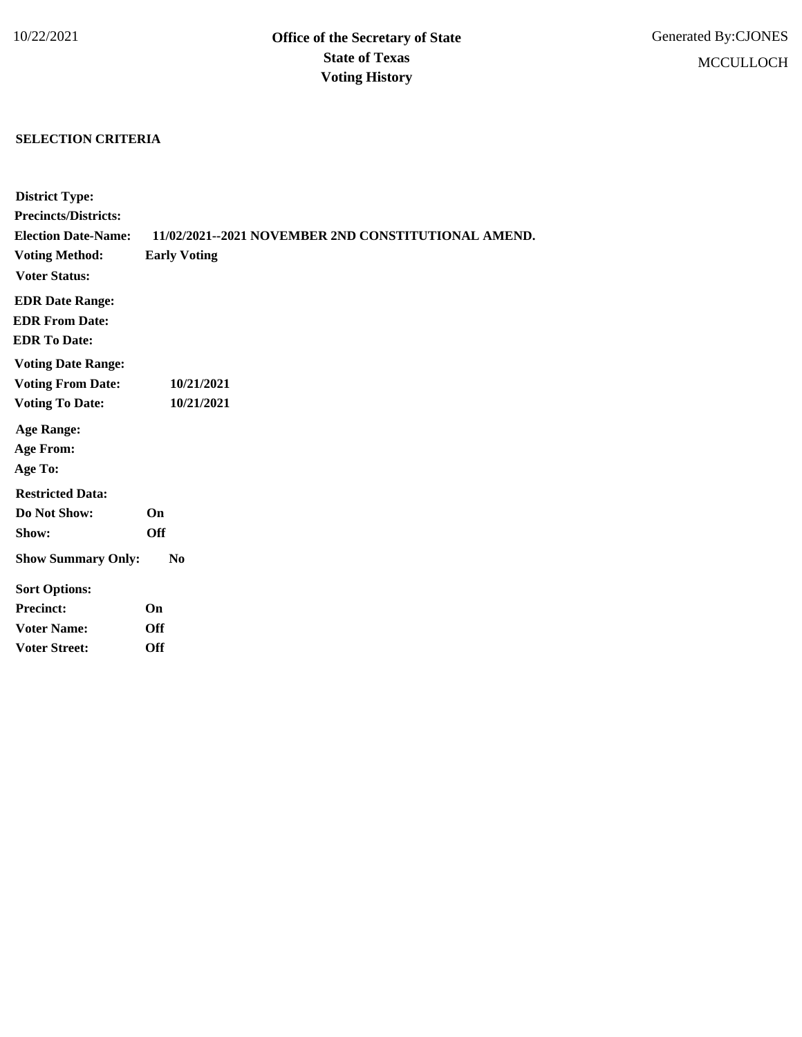10/22/2021

# Office of the Secretary of State
## State of Texas
## Voting History

Generated By:CJONES

MCCULLOCH

**SELECTION CRITERIA**

**District Type:**

**Precincts/Districts:**

**Election Date-Name:** 11/02/2021--2021 NOVEMBER 2ND CONSTITUTIONAL AMEND.

**Voting Method:** Early Voting

**Voter Status:**

**EDR Date Range:**

**EDR From Date:**

**EDR To Date:**

**Voting Date Range:**

**Voting From Date:** 10/21/2021

**Voting To Date:** 10/21/2021

**Age Range:**

**Age From:**

**Age To:**

**Restricted Data:**

**Do Not Show:** On

**Show:** Off

**Show Summary Only:** No

**Sort Options:**

**Precinct:** On

**Voter Name:** Off

**Voter Street:** Off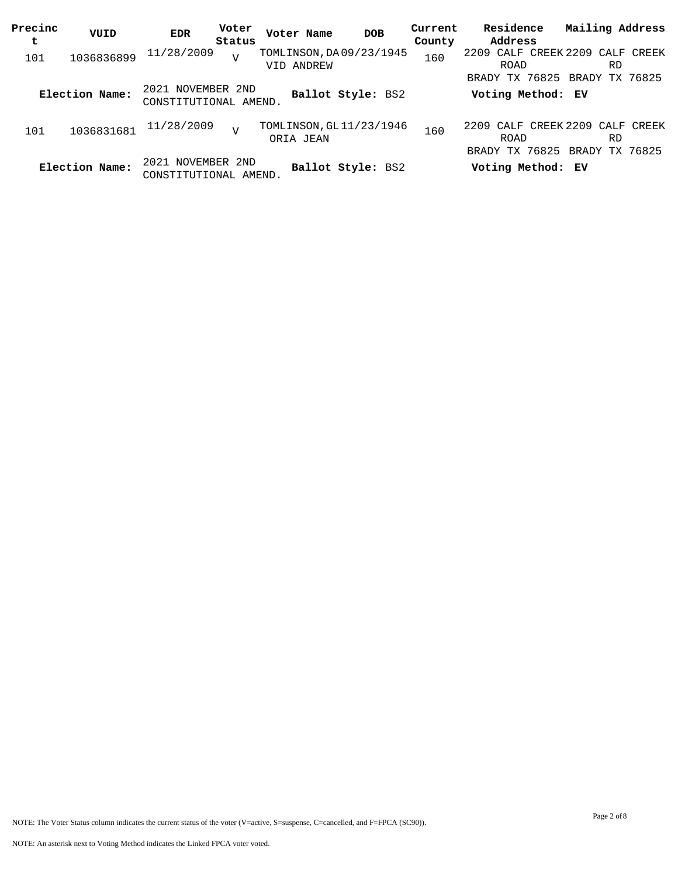| Precinct | VUID | EDR | Voter Status | Voter Name | DOB | Current County | Residence Address | Mailing Address |
|---|---|---|---|---|---|---|---|---|
| 101 | 1036836899 | 11/28/2009 | V | TOMLINSON,DAVID ANDREW | 09/23/1945 | 160 | 2209 CALF CREEK ROAD BRADY TX 76825 | 2209 CALF CREEK RD BRADY TX 76825 |
| **Election Name:** | 2021 NOVEMBER 2ND CONSTITUTIONAL AMEND. | | | **Ballot Style:** BS2 | | | **Voting Method:** EV | |
| 101 | 1036831681 | 11/28/2009 | V | TOMLINSON,GLORIA JEAN | 11/23/1946 | 160 | 2209 CALF CREEK ROAD BRADY TX 76825 | 2209 CALF CREEK RD BRADY TX 76825 |
| **Election Name:** | 2021 NOVEMBER 2ND CONSTITUTIONAL AMEND. | | | **Ballot Style:** BS2 | | | **Voting Method:** EV | |

NOTE: The Voter Status column indicates the current status of the voter (V=active, S=suspense, C=cancelled, and F=FPCA (SC90)).

NOTE: An asterisk next to Voting Method indicates the Linked FPCA voter voted.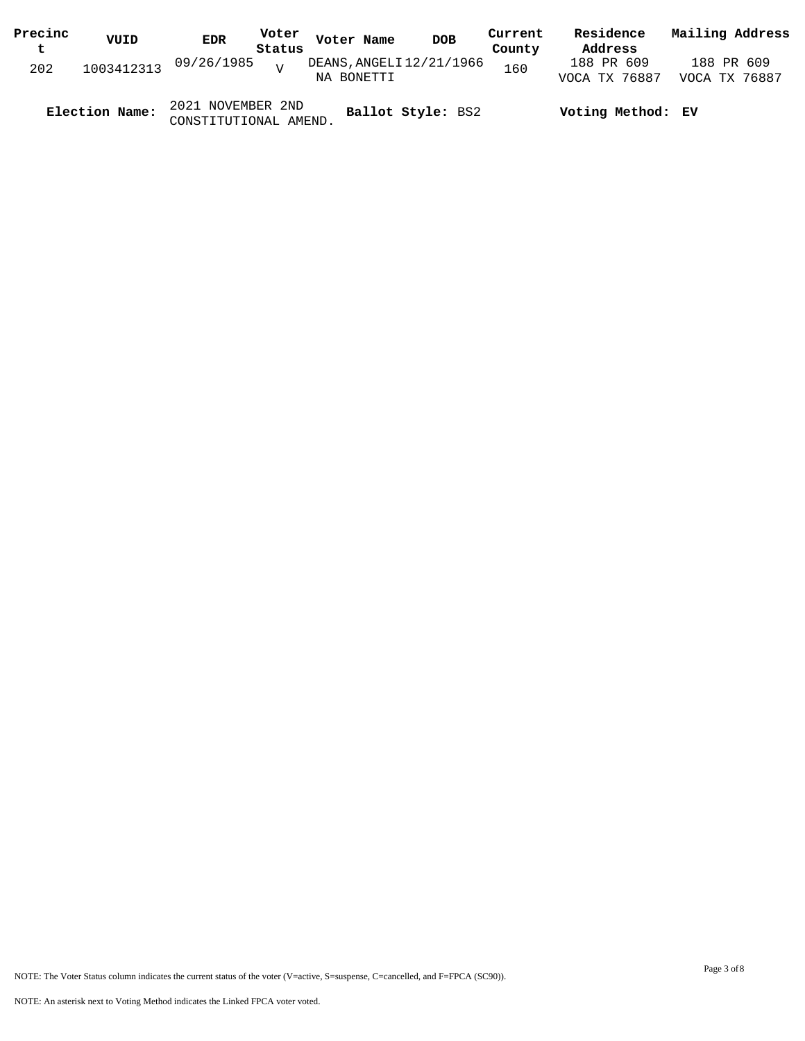| Precinct | VUID | EDR | Voter Status | Voter Name | DOB | Current County | Residence Address | Mailing Address |
|---|---|---|---|---|---|---|---|---|
| 202 | 1003412313 | 09/26/1985 | V | DEANS,ANGELINA BONETTI | 12/21/1966 | 160 | 188 PR 609 VOCA TX 76887 | 188 PR 609 VOCA TX 76887 |

**Election Name:** 2021 NOVEMBER 2ND CONSTITUTIONAL AMEND. **Ballot Style:** BS2 **Voting Method:** **EV**

NOTE: The Voter Status column indicates the current status of the voter (V=active, S=suspense, C=cancelled, and F=FPCA (SC90)).

NOTE: An asterisk next to Voting Method indicates the Linked FPCA voter voted.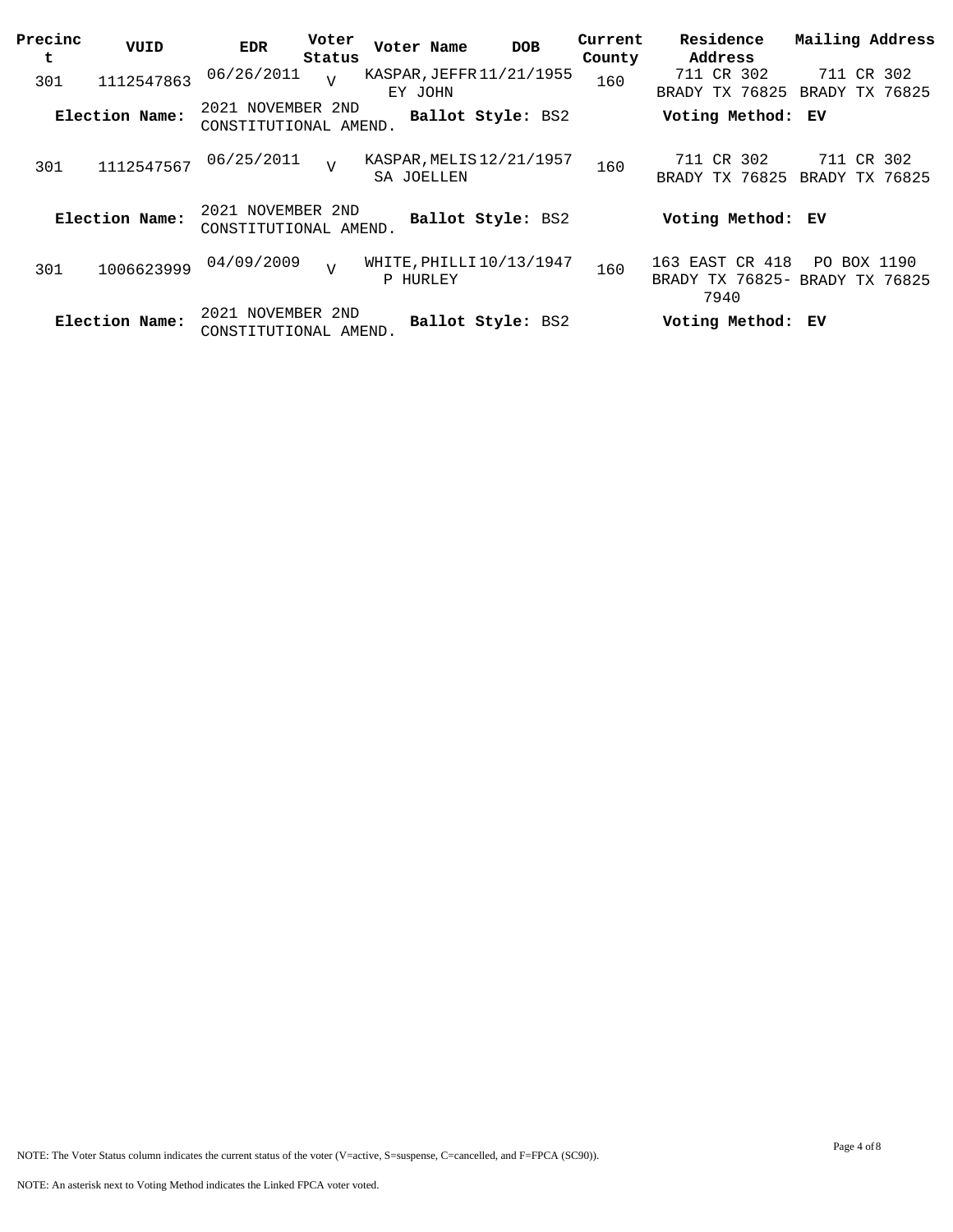| Precinct | VUID | EDR | Voter Status | Voter Name | DOB | Current County | Residence Address | Mailing Address |
|---|---|---|---|---|---|---|---|---|
| 301 | 1112547863 | 06/26/2011 | V | KASPAR, JEFFREY JOHN | 11/21/1955 | 160 | 711 CR 302 BRADY TX 76825 | 711 CR 302 BRADY TX 76825 |
| **Election Name:** | | 2021 NOVEMBER 2ND CONSTITUTIONAL AMEND. | | **Ballot Style:** BS2 | | | **Voting Method:** EV | |
| 301 | 1112547567 | 06/25/2011 | V | KASPAR, MELISSA JOELLEN | 12/21/1957 | 160 | 711 CR 302 BRADY TX 76825 | 711 CR 302 BRADY TX 76825 |
| **Election Name:** | | 2021 NOVEMBER 2ND CONSTITUTIONAL AMEND. | | **Ballot Style:** BS2 | | | **Voting Method:** EV | |
| 301 | 1006623999 | 04/09/2009 | V | WHITE, PHILLIP HURLEY | 10/13/1947 | 160 | 163 EAST CR 418 BRADY TX 76825-7940 | PO BOX 1190 BRADY TX 76825 |
| **Election Name:** | | 2021 NOVEMBER 2ND CONSTITUTIONAL AMEND. | | **Ballot Style:** BS2 | | | **Voting Method:** EV | |

NOTE: The Voter Status column indicates the current status of the voter (V=active, S=suspense, C=cancelled, and F=FPCA (SC90)).

NOTE: An asterisk next to Voting Method indicates the Linked FPCA voter voted.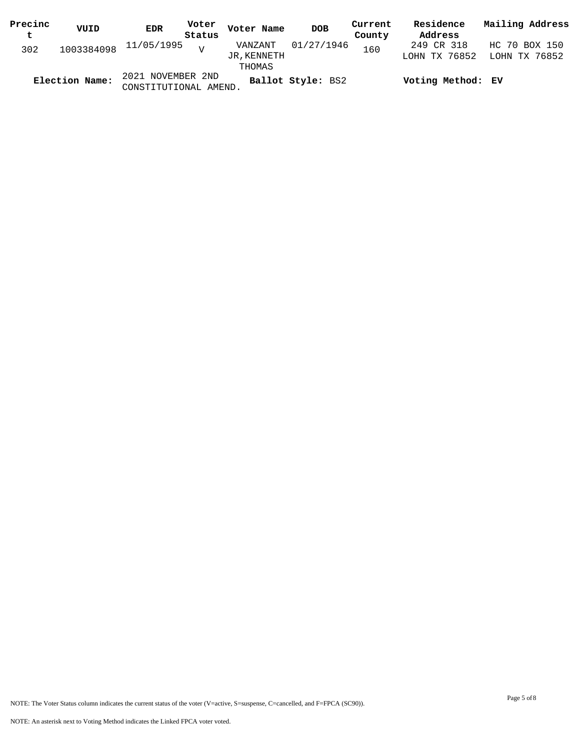| Precinct | VUID | EDR | Voter Status | Voter Name | DOB | Current County | Residence Address | Mailing Address |
|---|---|---|---|---|---|---|---|---|
| 302 | 1003384098 | 11/05/1995 | V | VANZANT JR,KENNETH THOMAS | 01/27/1946 | 160 | 249 CR 318 LOHN TX 76852 | HC 70 BOX 150 LOHN TX 76852 |

**Election Name:** 2021 NOVEMBER 2ND CONSTITUTIONAL AMEND. **Ballot Style:** BS2 **Voting Method:** **EV**

NOTE: The Voter Status column indicates the current status of the voter (V=active, S=suspense, C=cancelled, and F=FPCA (SC90)).

NOTE: An asterisk next to Voting Method indicates the Linked FPCA voter voted.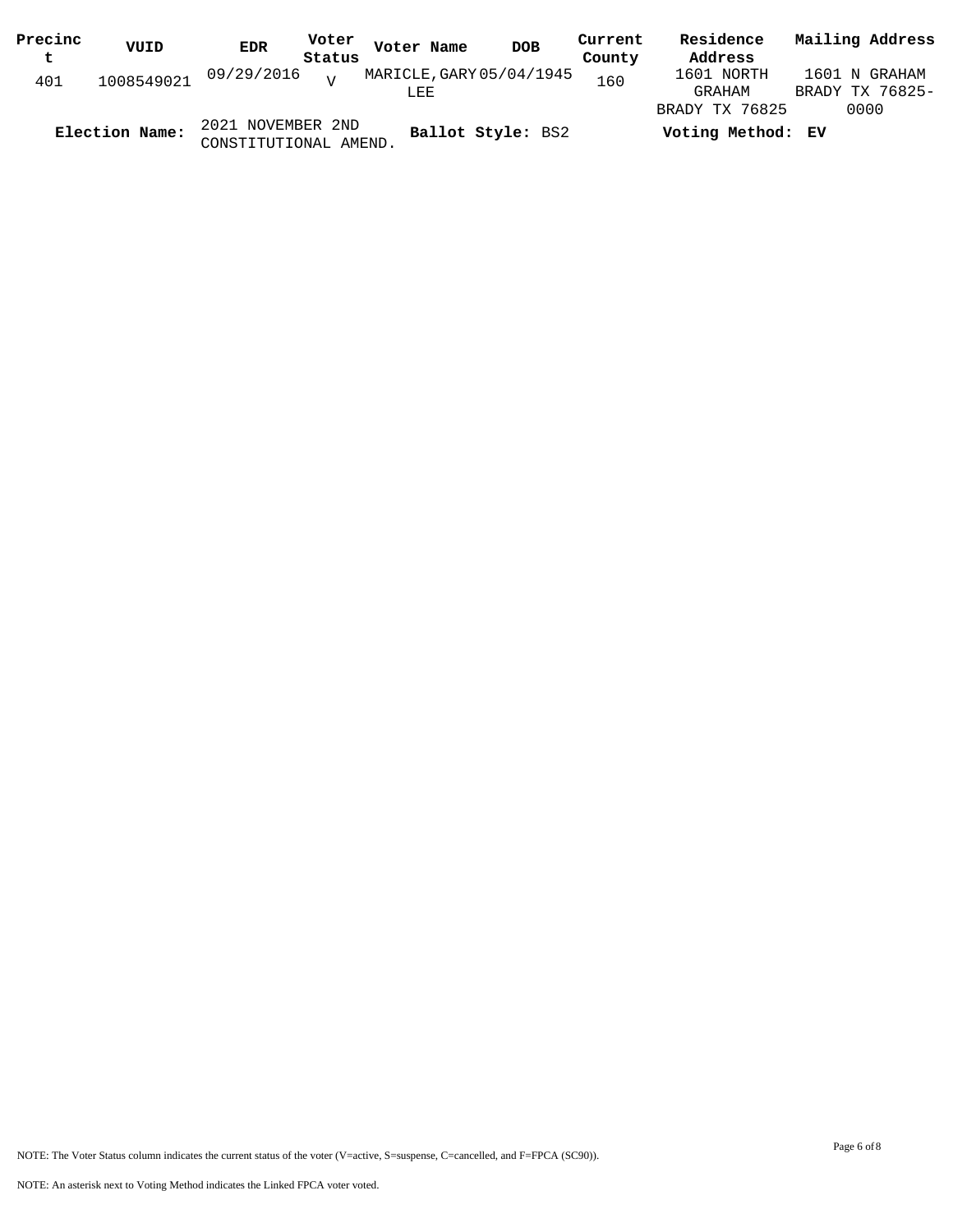| Precinct | VUID | EDR | Voter Status | Voter Name | DOB | Current County | Residence Address | Mailing Address |
|---|---|---|---|---|---|---|---|---|
| 401 | 1008549021 | 09/29/2016 | V | MARICLE, GARY LEE | 05/04/1945 | 160 | 1601 NORTH GRAHAM BRADY TX 76825 | 1601 N GRAHAM BRADY TX 76825-0000 |

**Election Name:** 2021 NOVEMBER 2ND CONSTITUTIONAL AMEND. **Ballot Style:** BS2 **Voting Method:** EV

NOTE: The Voter Status column indicates the current status of the voter (V=active, S=suspense, C=cancelled, and F=FPCA (SC90)).

NOTE: An asterisk next to Voting Method indicates the Linked FPCA voter voted.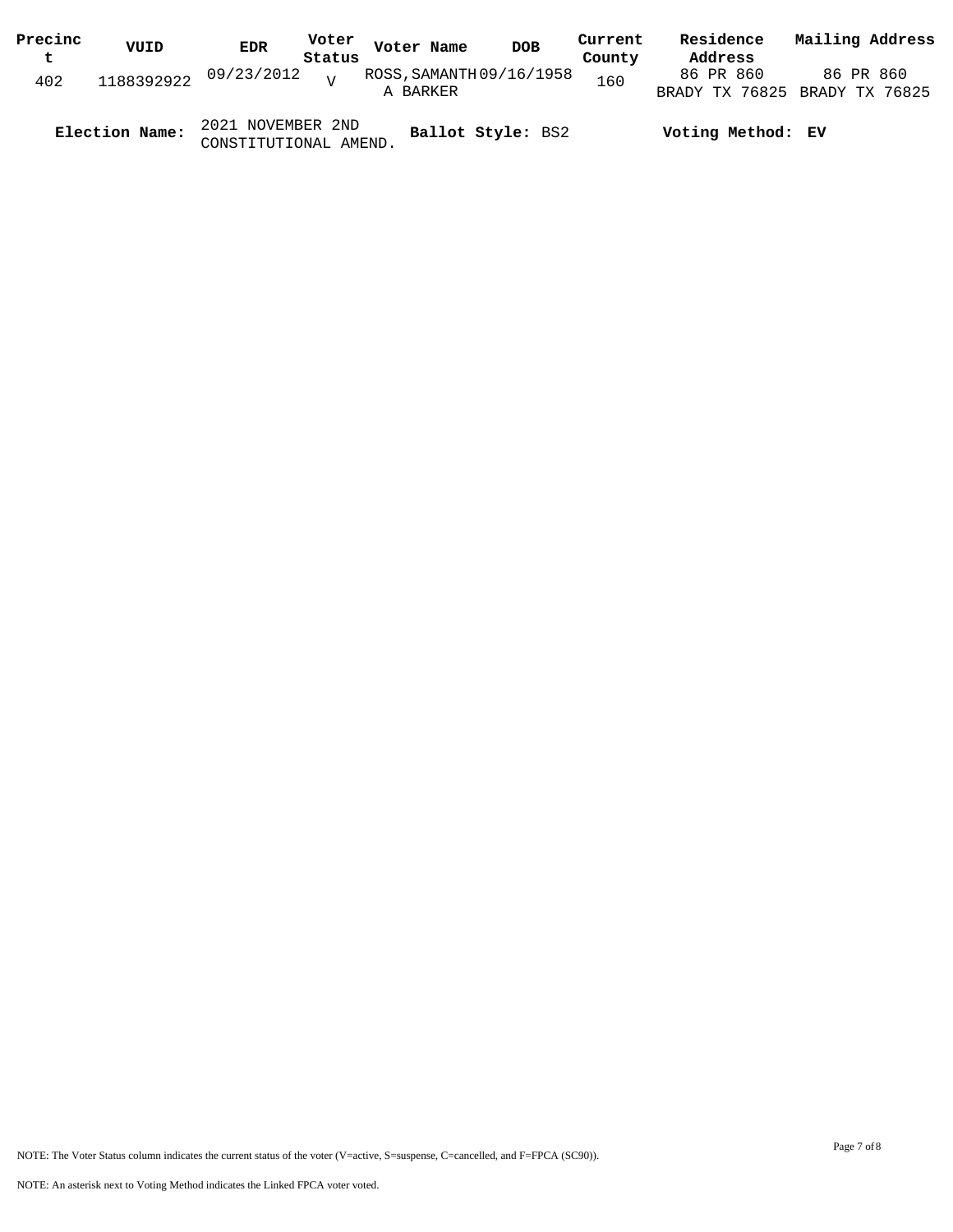| Precinct | VUID | EDR | Voter Status | Voter Name | DOB | Current County | Residence Address | Mailing Address |
|---|---|---|---|---|---|---|---|---|
| 402 | 1188392922 | 09/23/2012 | V | ROSS,SAMANTHA BARKER | 09/16/1958 | 160 | 86 PR 860 BRADY TX 76825 | 86 PR 860 BRADY TX 76825 |

**Election Name:** 2021 NOVEMBER 2ND CONSTITUTIONAL AMEND. **Ballot Style:** BS2 **Voting Method:** EV

NOTE: The Voter Status column indicates the current status of the voter (V=active, S=suspense, C=cancelled, and F=FPCA (SC90)).

NOTE: An asterisk next to Voting Method indicates the Linked FPCA voter voted.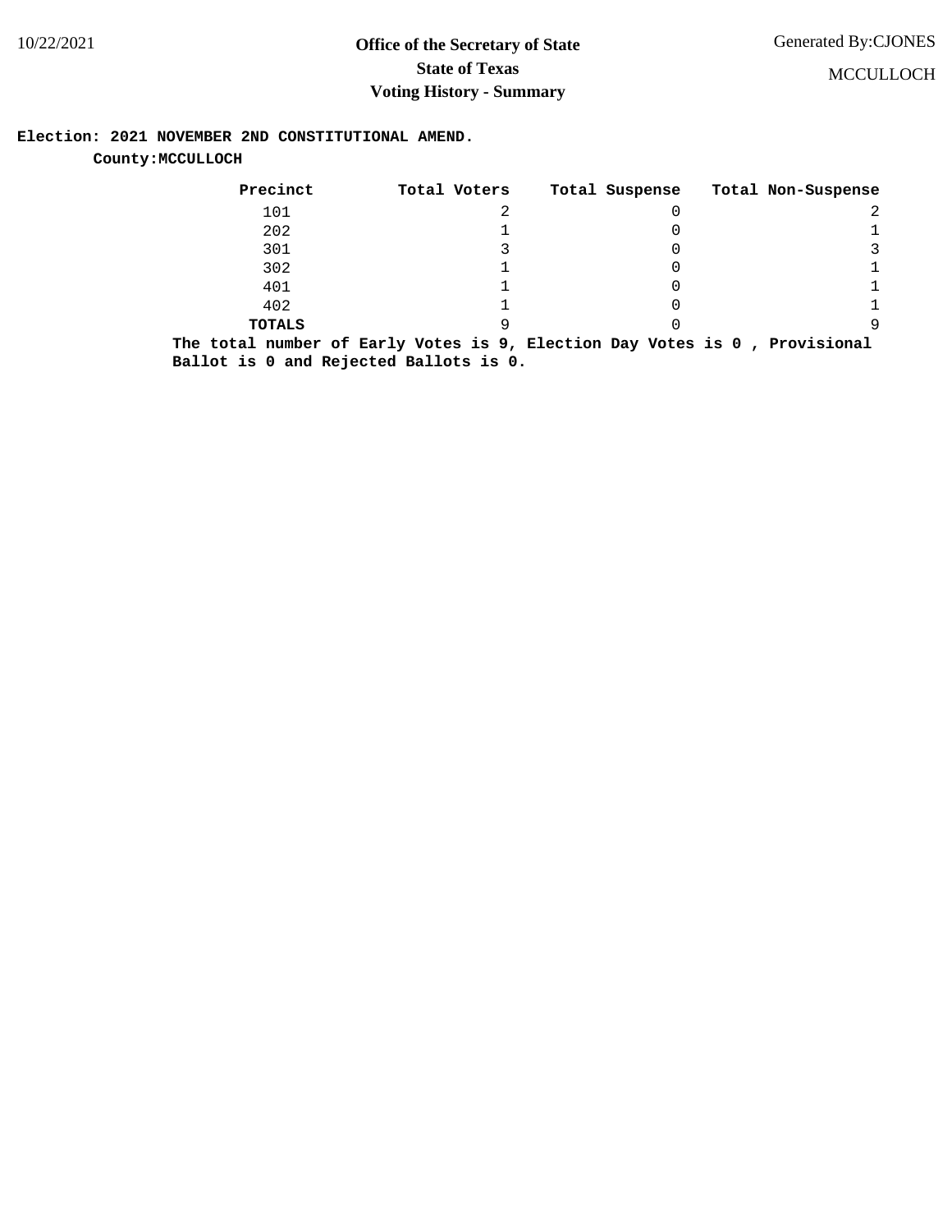10/22/2021

**Office of the Secretary of State**
**State of Texas**
**Voting History - Summary**

Generated By:CJONES

MCCULLOCH

**Election: 2021 NOVEMBER 2ND CONSTITUTIONAL AMEND.**

**County:MCCULLOCH**

| Precinct | Total Voters | Total Suspense | Total Non-Suspense |
|---|---|---|---|
| 101 | 2 | 0 | 2 |
| 202 | 1 | 0 | 1 |
| 301 | 3 | 0 | 3 |
| 302 | 1 | 0 | 1 |
| 401 | 1 | 0 | 1 |
| 402 | 1 | 0 | 1 |
| **TOTALS** | 9 | 0 | 9 |

**The total number of Early Votes is 9, Election Day Votes is 0 , Provisional Ballot is 0 and Rejected Ballots is 0.**